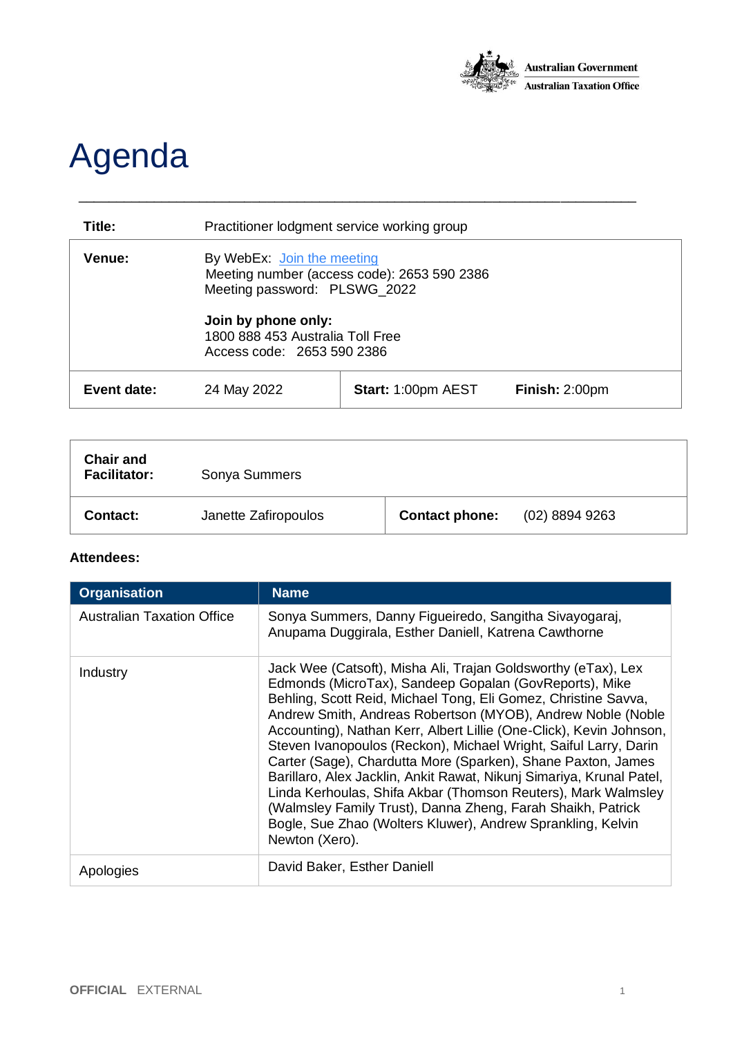Australian Government
Australian Taxation Office

# Agenda

| | | | |
|---|---|---|---|
| **Title:** | Practitioner lodgment service working group | | |
| **Venue:** | By WebEx: [Join the meeting]<br>Meeting number (access code): 2653 590 2386<br>Meeting password: PLSWG_2022<br><br>**Join by phone only:**<br>1800 888 453 Australia Toll Free<br>Access code: 2653 590 2386 | | |
| **Event date:** | 24 May 2022 | **Start:** 1:00pm AEST | **Finish:** 2:00pm |

| | | | |
|---|---|---|---|
| **Chair and Facilitator:** | Sonya Summers | | |
| **Contact:** | Janette Zafiropoulos | **Contact phone:** | (02) 8894 9263 |

**Attendees:**

| Organisation | Name |
|---|---|
| Australian Taxation Office | Sonya Summers, Danny Figueiredo, Sangitha Sivayogaraj, Anupama Duggirala, Esther Daniell, Katrena Cawthorne |
| Industry | Jack Wee (Catsoft), Misha Ali, Trajan Goldsworthy (eTax), Lex Edmonds (MicroTax), Sandeep Gopalan (GovReports), Mike Behling, Scott Reid, Michael Tong, Eli Gomez, Christine Savva, Andrew Smith, Andreas Robertson (MYOB), Andrew Noble (Noble Accounting), Nathan Kerr, Albert Lillie (One-Click), Kevin Johnson, Steven Ivanopoulos (Reckon), Michael Wright, Saiful Larry, Darin Carter (Sage), Chardutta More (Sparken), Shane Paxton, James Barillaro, Alex Jacklin, Ankit Rawat, Nikunj Simariya, Krunal Patel, Linda Kerhoulas, Shifa Akbar (Thomson Reuters), Mark Walmsley (Walmsley Family Trust), Danna Zheng, Farah Shaikh, Patrick Bogle, Sue Zhao (Wolters Kluwer), Andrew Sprankling, Kelvin Newton (Xero). |
| Apologies | David Baker, Esther Daniell |

OFFICIAL EXTERNAL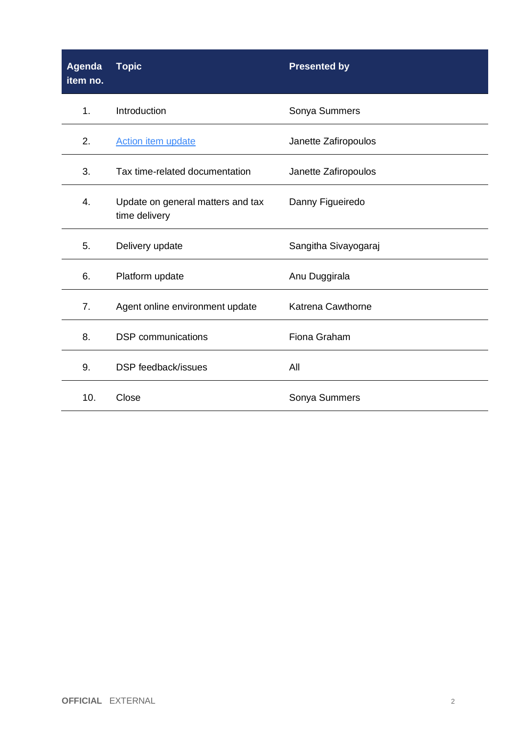| Agenda item no. | Topic | Presented by |
|---|---|---|
| 1. | Introduction | Sonya Summers |
| 2. | Action item update | Janette Zafiropoulos |
| 3. | Tax time-related documentation | Janette Zafiropoulos |
| 4. | Update on general matters and tax time delivery | Danny Figueiredo |
| 5. | Delivery update | Sangitha Sivayogaraj |
| 6. | Platform update | Anu Duggirala |
| 7. | Agent online environment update | Katrena Cawthorne |
| 8. | DSP communications | Fiona Graham |
| 9. | DSP feedback/issues | All |
| 10. | Close | Sonya Summers |

**OFFICIAL** EXTERNAL